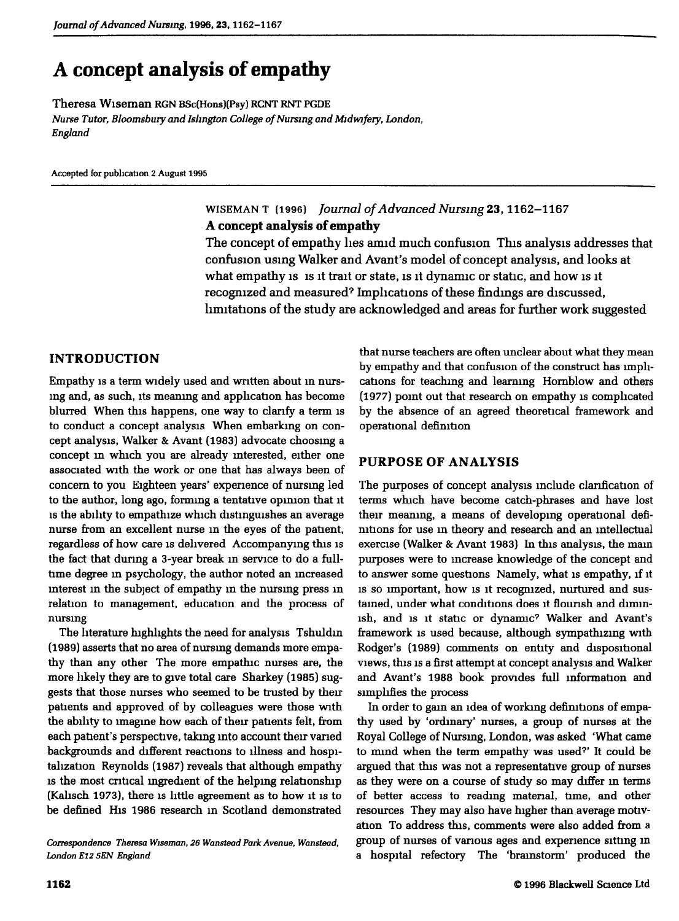# A concept analysis of empathy

Theresa Wiseman RGN BSc(Hons)(Psy) RCNT RNT PGDE

*Nurse Tutor, Bloomsbury and Islington College of Nursing and Midwifery, London, England*

Accepted for publication 2 August 1995

WISEMAN T (1996) *Journal of Advanced Nursing* **23**, 1162–1167

**A concept analysis of empathy**

The concept of empathy lies amid much confusion This analysis addresses that confusion using Walker and Avant's model of concept analysis, and looks at what empathy is is it trait or state, is it dynamic or static, and how is it recognized and measured? Implications of these findings are discussed, limitations of the study are acknowledged and areas for further work suggested

## INTRODUCTION

Empathy is a term widely used and written about in nursing and, as such, its meaning and application has become blurred When this happens, one way to clarify a term is to conduct a concept analysis When embarking on concept analysis, Walker & Avant (1983) advocate choosing a concept in which you are already interested, either one associated with the work or one that has always been of concern to you Eighteen years' experience of nursing led to the author, long ago, forming a tentative opinion that it is the ability to empathize which distinguishes an average nurse from an excellent nurse in the eyes of the patient, regardless of how care is delivered Accompanying this is the fact that during a 3-year break in service to do a full-time degree in psychology, the author noted an increased interest in the subject of empathy in the nursing press in relation to management, education and the process of nursing

The literature highlights the need for analysis Tshuldin (1989) asserts that no area of nursing demands more empathy than any other The more empathic nurses are, the more likely they are to give total care Sharkey (1985) suggests that those nurses who seemed to be trusted by their patients and approved of by colleagues were those with the ability to imagine how each of their patients felt, from each patient's perspective, taking into account their varied backgrounds and different reactions to illness and hospitalization Reynolds (1987) reveals that although empathy is the most critical ingredient of the helping relationship (Kalisch 1973), there is little agreement as to how it is to be defined His 1986 research in Scotland demonstrated that nurse teachers are often unclear about what they mean by empathy and that confusion of the construct has implications for teaching and learning Hornblow and others (1977) point out that research on empathy is complicated by the absence of an agreed theoretical framework and operational definition

## PURPOSE OF ANALYSIS

The purposes of concept analysis include clarification of terms which have become catch-phrases and have lost their meaning, a means of developing operational definitions for use in theory and research and an intellectual exercise (Walker & Avant 1983) In this analysis, the main purposes were to increase knowledge of the concept and to answer some questions Namely, what is empathy, if it is so important, how is it recognized, nurtured and sustained, under what conditions does it flourish and diminish, and is it static or dynamic? Walker and Avant's framework is used because, although sympathizing with Rodger's (1989) comments on entity and dispositional views, this is a first attempt at concept analysis and Walker and Avant's 1988 book provides full information and simplifies the process

In order to gain an idea of working definitions of empathy used by 'ordinary' nurses, a group of nurses at the Royal College of Nursing, London, was asked 'What came to mind when the term empathy was used?' It could be argued that this was not a representative group of nurses as they were on a course of study so may differ in terms of better access to reading material, time, and other resources They may also have higher than average motivation To address this, comments were also added from a group of nurses of various ages and experience sitting in a hospital refectory The 'brainstorm' produced the

*Correspondence* Theresa Wiseman, 26 Wanstead Park Avenue, Wanstead, London E12 5EN England

© 1996 Blackwell Science Ltd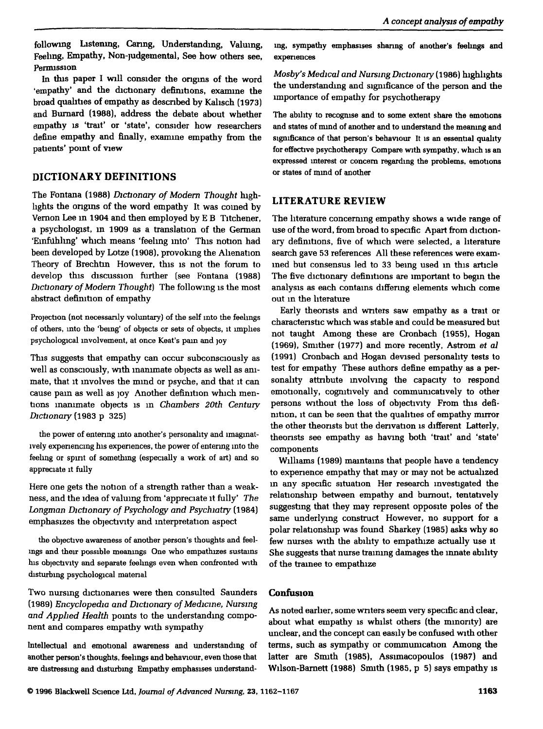following Listening, Caring, Understanding, Valuing, Feeling, Empathy, Non-judgemental, See how others see, Permission

In this paper I will consider the origins of the word 'empathy' and the dictionary definitions, examine the broad qualities of empathy as described by Kalisch (1973) and Burnard (1988), address the debate about whether empathy is 'trait' or 'state', consider how researchers define empathy and finally, examine empathy from the patients' point of view

## DICTIONARY DEFINITIONS

The Fontana (1988) *Dictionary of Modern Thought* highlights the origins of the word empathy It was coined by Vernon Lee in 1904 and then employed by E B Titchener, a psychologist, in 1909 as a translation of the German 'Einfühlng' which means 'feeling into' This notion had been developed by Lotze (1908), provoking the Alienation Theory of Brechtin However, this is not the forum to develop this discussion further (see Fontana (1988) *Dictionary of Modern Thought*) The following is the most abstract definition of empathy

> Projection (not necessarily voluntary) of the self into the feelings of others, into the 'being' of objects or sets of objects, it implies psychological involvement, at once Keat's pain and joy

This suggests that empathy can occur subconsciously as well as consciously, with inanimate objects as well as animate, that it involves the mind or psyche, and that it can cause pain as well as joy Another definition which mentions inanimate objects is in *Chambers 20th Century Dictionary* (1983 p 325)

> the power of entering into another's personality and imaginatively experiencing his experiences, the power of entering into the feeling or spirit of something (especially a work of art) and so appreciate it fully

Here one gets the notion of a strength rather than a weakness, and the idea of valuing from 'appreciate it fully' *The Longman Dictionary of Psychology and Psychiatry* (1984) emphasizes the objectivity and interpretation aspect

> the objective awareness of another person's thoughts and feelings and their possible meanings One who empathizes sustains his objectivity and separate feelings even when confronted with disturbing psychological material

Two nursing dictionaries were then consulted Saunders (1989) *Encyclopedia and Dictionary of Medicine, Nursing and Applied Health* points to the understanding component and compares empathy with sympathy

> Intellectual and emotional awareness and understanding of another person's thoughts, feelings and behaviour, even those that are distressing and disturbing Empathy emphasises understanding, sympathy emphasises sharing of another's feelings and experiences

*Mosby's Medical and Nursing Dictionary* (1986) highlights the understanding and significance of the person and the importance of empathy for psychotherapy

> The ability to recognise and to some extent share the emotions and states of mind of another and to understand the meaning and significance of that person's behaviour It is an essential quality for effective psychotherapy Compare with sympathy, which is an expressed interest or concern regarding the problems, emotions or states of mind of another

## LITERATURE REVIEW

The literature concerning empathy shows a wide range of use of the word, from broad to specific Apart from dictionary definitions, five of which were selected, a literature search gave 53 references All these references were examined but consensus led to 33 being used in this article The five dictionary definitions are important to begin the analysis as each contains differing elements which come out in the literature

Early theorists and writers saw empathy as a trait or characteristic which was stable and could be measured but not taught Among these are Cronbach (1955), Hogan (1969), Smither (1977) and more recently, Astrom *et al* (1991) Cronbach and Hogan devised personality tests to test for empathy These authors define empathy as a personality attribute involving the capacity to respond emotionally, cognitively and communicatively to other persons without the loss of objectivity From this definition, it can be seen that the qualities of empathy mirror the other theorists but the derivation is different Latterly, theorists see empathy as having both 'trait' and 'state' components

Williams (1989) maintains that people have a tendency to experience empathy that may or may not be actualized in any specific situation Her research investigated the relationship between empathy and burnout, tentatively suggesting that they may represent opposite poles of the same underlying construct However, no support for a polar relationship was found Sharkey (1985) asks why so few nurses with the ability to empathize actually use it She suggests that nurse training damages the innate ability of the trainee to empathize

### Confusion

As noted earlier, some writers seem very specific and clear, about what empathy is whilst others (the minority) are unclear, and the concept can easily be confused with other terms, such as sympathy or communication Among the latter are Smith (1985), Assimacopoulos (1987) and Wilson-Barnett (1988) Smith (1985, p 5) says empathy is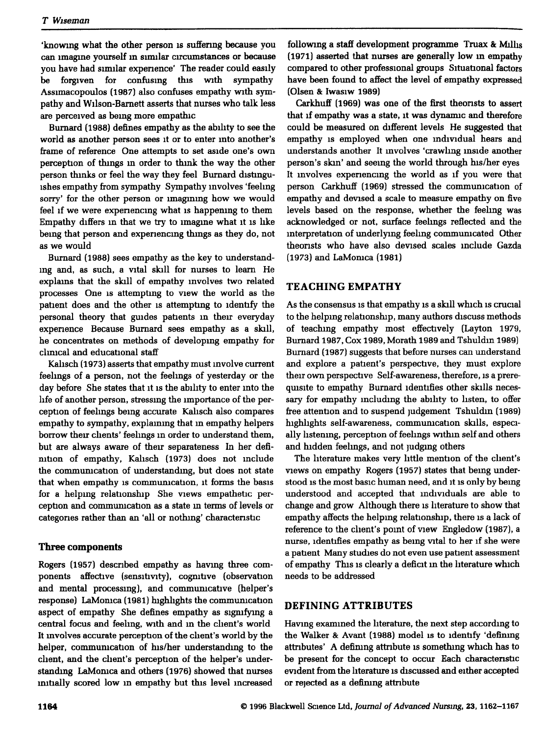'knowing what the other person is suffering because you can imagine yourself in similar circumstances or because you have had similar experience' The reader could easily be forgiven for confusing this with sympathy Assimacopoulos (1987) also confuses empathy with sympathy and Wilson-Barnett asserts that nurses who talk less are perceived as being more empathic

Burnard (1988) defines empathy as the ability to see the world as another person sees it or to enter into another's frame of reference One attempts to set aside one's own perception of things in order to think the way the other person thinks or feel the way they feel Burnard distinguishes empathy from sympathy Sympathy involves 'feeling sorry' for the other person or imagining how we would feel if we were experiencing what is happening to them Empathy differs in that we try to imagine what it is like being that person and experiencing things as they do, not as we would

Burnard (1988) sees empathy as the key to understanding and, as such, a vital skill for nurses to learn He explains that the skill of empathy involves two related processes One is attempting to view the world as the patient does and the other is attempting to identify the personal theory that guides patients in their everyday experience Because Burnard sees empathy as a skill, he concentrates on methods of developing empathy for clinical and educational staff

Kalisch (1973) asserts that empathy must involve current feelings of a person, not the feelings of yesterday or the day before She states that it is the ability to enter into the life of another person, stressing the importance of the perception of feelings being accurate Kalisch also compares empathy to sympathy, explaining that in empathy helpers borrow their clients' feelings in order to understand them, but are always aware of their separateness In her definition of empathy, Kalisch (1973) does not include the communication of understanding, but does not state that when empathy is communication, it forms the basis for a helping relationship She views empathetic perception and communication as a state in terms of levels or categories rather than an 'all or nothing' characteristic

### Three components

Rogers (1957) described empathy as having three components affective (sensitivity), cognitive (observation and mental processing), and communicative (helper's response) LaMonica (1981) highlights the communication aspect of empathy She defines empathy as signifying a central focus and feeling, with and in the client's world It involves accurate perception of the client's world by the helper, communication of his/her understanding to the client, and the client's perception of the helper's understanding LaMonica and others (1976) showed that nurses initially scored low in empathy but this level increased following a staff development programme Truax & Millis (1971) asserted that nurses are generally low in empathy compared to other professional groups Situational factors have been found to affect the level of empathy expressed (Olsen & Iwasiw 1989)

Carkhuff (1969) was one of the first theorists to assert that if empathy was a state, it was dynamic and therefore could be measured on different levels He suggested that empathy is employed when one individual hears and understands another It involves 'crawling inside another person's skin' and seeing the world through his/her eyes It involves experiencing the world as if you were that person Carkhuff (1969) stressed the communication of empathy and devised a scale to measure empathy on five levels based on the response, whether the feeling was acknowledged or not, surface feelings reflected and the interpretation of underlying feeling communicated Other theorists who have also devised scales include Gazda (1973) and LaMonica (1981)

## TEACHING EMPATHY

As the consensus is that empathy is a skill which is crucial to the helping relationship, many authors discuss methods of teaching empathy most effectively (Layton 1979, Burnard 1987, Cox 1989, Morath 1989 and Tshuldin 1989) Burnard (1987) suggests that before nurses can understand and explore a patient's perspective, they must explore their own perspective Self-awareness, therefore, is a prerequisite to empathy Burnard identifies other skills necessary for empathy including the ability to listen, to offer free attention and to suspend judgement Tshuldin (1989) highlights self-awareness, communication skills, especially listening, perception of feelings within self and others and hidden feelings, and not judging others

The literature makes very little mention of the client's views on empathy Rogers (1957) states that being understood is the most basic human need, and it is only by being understood and accepted that individuals are able to change and grow Although there is literature to show that empathy affects the helping relationship, there is a lack of reference to the client's point of view Engledow (1987), a nurse, identifies empathy as being vital to her if she were a patient Many studies do not even use patient assessment of empathy This is clearly a deficit in the literature which needs to be addressed

## DEFINING ATTRIBUTES

Having examined the literature, the next step according to the Walker & Avant (1988) model is to identify 'defining attributes' A defining attribute is something which has to be present for the concept to occur Each characteristic evident from the literature is discussed and either accepted or rejected as a defining attribute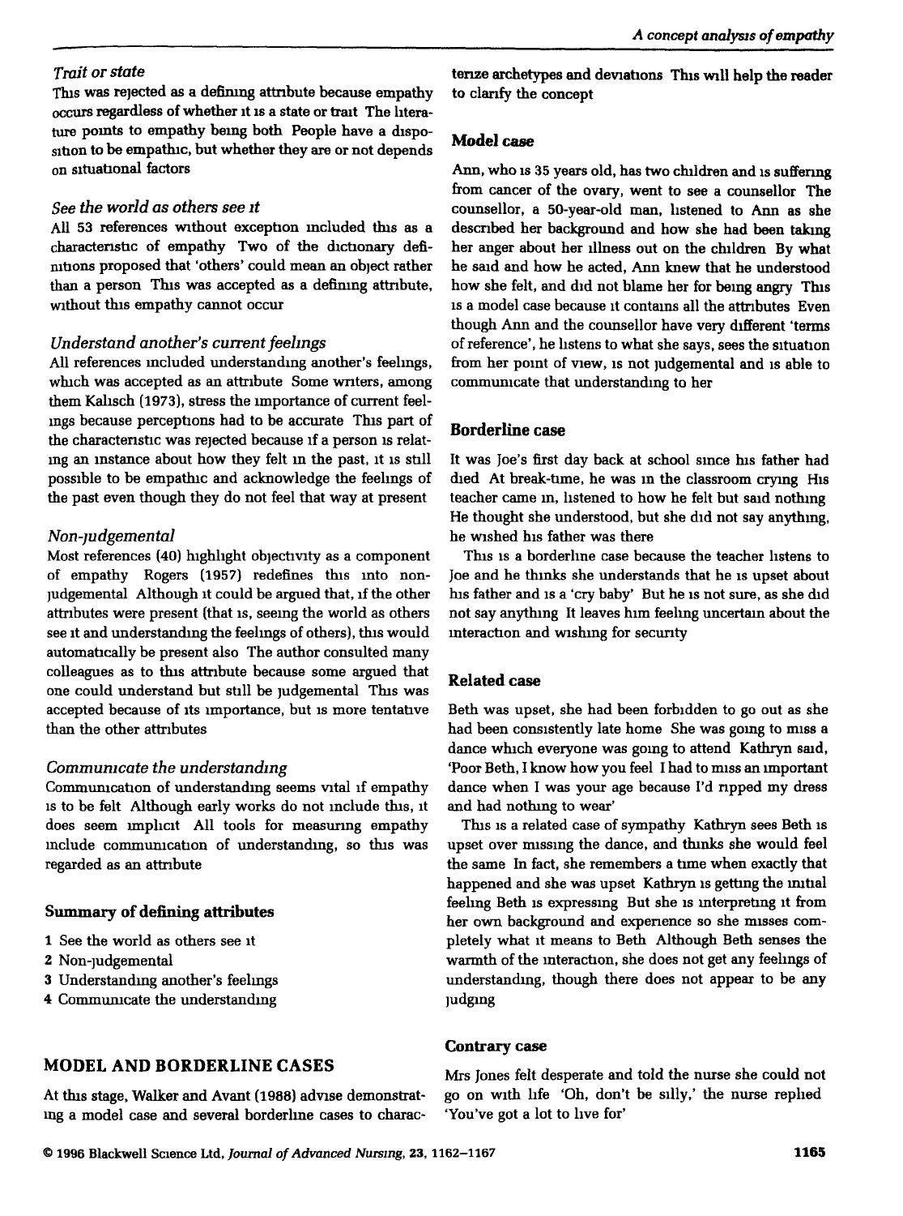### *Trait or state*

This was rejected as a defining attribute because empathy occurs regardless of whether it is a state or trait. The literature points to empathy being both. People have a disposition to be empathic, but whether they are or not depends on situational factors.

### *See the world as others see it*

All 53 references without exception included this as a characteristic of empathy. Two of the dictionary definitions proposed that 'others' could mean an object rather than a person. This was accepted as a defining attribute, without this empathy cannot occur.

### *Understand another's current feelings*

All references included understanding another's feelings, which was accepted as an attribute. Some writers, among them Kalisch (1973), stress the importance of current feelings because perceptions had to be accurate. This part of the characteristic was rejected because if a person is relating an instance about how they felt in the past, it is still possible to be empathic and acknowledge the feelings of the past even though they do not feel that way at present.

### *Non-judgemental*

Most references (40) highlight objectivity as a component of empathy. Rogers (1957) redefines this into non-judgemental. Although it could be argued that, if the other attributes were present (that is, seeing the world as others see it and understanding the feelings of others), this would automatically be present also. The author consulted many colleagues as to this attribute because some argued that one could understand but still be judgemental. This was accepted because of its importance, but is more tentative than the other attributes.

### *Communicate the understanding*

Communication of understanding seems vital if empathy is to be felt. Although early works do not include this, it does seem implicit. All tools for measuring empathy include communication of understanding, so this was regarded as an attribute.

### Summary of defining attributes

1. See the world as others see it
2. Non-judgemental
3. Understanding another's feelings
4. Communicate the understanding

## MODEL AND BORDERLINE CASES

At this stage, Walker and Avant (1988) advise demonstrating a model case and several borderline cases to characterize archetypes and deviations. This will help the reader to clarify the concept.

### Model case

Ann, who is 35 years old, has two children and is suffering from cancer of the ovary, went to see a counsellor. The counsellor, a 50-year-old man, listened to Ann as she described her background and how she had been taking her anger about her illness out on the children. By what he said and how he acted, Ann knew that he understood how she felt, and did not blame her for being angry. This is a model case because it contains all the attributes. Even though Ann and the counsellor have very different 'terms of reference', he listens to what she says, sees the situation from her point of view, is not judgemental and is able to communicate that understanding to her.

### Borderline case

It was Joe's first day back at school since his father had died. At break-time, he was in the classroom crying. His teacher came in, listened to how he felt but said nothing. He thought she understood, but she did not say anything, he wished his father was there.

This is a borderline case because the teacher listens to Joe and he thinks she understands that he is upset about his father and is a 'cry baby'. But he is not sure, as she did not say anything. It leaves him feeling uncertain about the interaction and wishing for security.

### Related case

Beth was upset, she had been forbidden to go out as she had been consistently late home. She was going to miss a dance which everyone was going to attend. Kathryn said, 'Poor Beth, I know how you feel. I had to miss an important dance when I was your age because I'd ripped my dress and had nothing to wear.'

This is a related case of sympathy. Kathryn sees Beth is upset over missing the dance, and thinks she would feel the same. In fact, she remembers a time when exactly that happened and she was upset. Kathryn is getting the initial feeling Beth is expressing. But she is interpreting it from her own background and experience so she misses completely what it means to Beth. Although Beth senses the warmth of the interaction, she does not get any feelings of understanding, though there does not appear to be any judging.

### Contrary case

Mrs Jones felt desperate and told the nurse she could not go on with life. 'Oh, don't be silly,' the nurse replied. 'You've got a lot to live for.'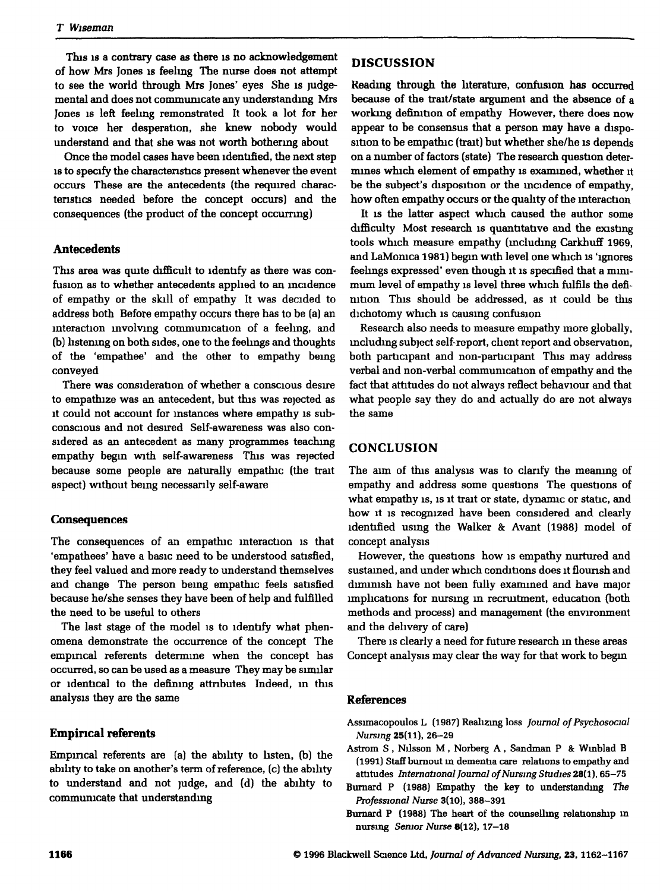This is a contrary case as there is no acknowledgement of how Mrs Jones is feeling The nurse does not attempt to see the world through Mrs Jones' eyes She is judgemental and does not communicate any understanding Mrs Jones is left feeling remonstrated It took a lot for her to voice her desperation, she knew nobody would understand and that she was not worth bothering about

Once the model cases have been identified, the next step is to specify the characteristics present whenever the event occurs These are the antecedents (the required characteristics needed before the concept occurs) and the consequences (the product of the concept occurring)

### Antecedents

This area was quite difficult to identify as there was confusion as to whether antecedents applied to an incidence of empathy or the skill of empathy It was decided to address both Before empathy occurs there has to be (a) an interaction involving communication of a feeling, and (b) listening on both sides, one to the feelings and thoughts of the 'empathee' and the other to empathy being conveyed

There was consideration of whether a conscious desire to empathize was an antecedent, but this was rejected as it could not account for instances where empathy is subconscious and not desired Self-awareness was also considered as an antecedent as many programmes teaching empathy begin with self-awareness This was rejected because some people are naturally empathic (the trait aspect) without being necessarily self-aware

### Consequences

The consequences of an empathic interaction is that 'empathees' have a basic need to be understood satisfied, they feel valued and more ready to understand themselves and change The person being empathic feels satisfied because he/she senses they have been of help and fulfilled the need to be useful to others

The last stage of the model is to identify what phenomena demonstrate the occurrence of the concept The empirical referents determine when the concept has occurred, so can be used as a measure They may be similar or identical to the defining attributes Indeed, in this analysis they are the same

### Empirical referents

Empirical referents are (a) the ability to listen, (b) the ability to take on another's term of reference, (c) the ability to understand and not judge, and (d) the ability to communicate that understanding

## DISCUSSION

Reading through the literature, confusion has occurred because of the trait/state argument and the absence of a working definition of empathy However, there does now appear to be consensus that a person may have a disposition to be empathic (trait) but whether she/he is depends on a number of factors (state) The research question determines which element of empathy is examined, whether it be the subject's disposition or the incidence of empathy, how often empathy occurs or the quality of the interaction

It is the latter aspect which caused the author some difficulty Most research is quantitative and the existing tools which measure empathy (including Carkhuff 1969, and LaMonica 1981) begin with level one which is 'ignores feelings expressed' even though it is specified that a minimum level of empathy is level three which fulfils the definition This should be addressed, as it could be this dichotomy which is causing confusion

Research also needs to measure empathy more globally, including subject self-report, client report and observation, both participant and non-participant This may address verbal and non-verbal communication of empathy and the fact that attitudes do not always reflect behaviour and that what people say they do and actually do are not always the same

## CONCLUSION

The aim of this analysis was to clarify the meaning of empathy and address some questions The questions of what empathy is, is it trait or state, dynamic or static, and how it is recognized have been considered and clearly identified using the Walker & Avant (1988) model of concept analysis

However, the questions how is empathy nurtured and sustained, and under which conditions does it flourish and diminish have not been fully examined and have major implications for nursing in recruitment, education (both methods and process) and management (the environment and the delivery of care)

There is clearly a need for future research in these areas Concept analysis may clear the way for that work to begin

### References

Assimacopoulos L (1987) Realizing loss *Journal of Psychosocial Nursing* **25**(11), 26–29

Astrom S, Nilsson M, Norberg A, Sandman P & Winblad B (1991) Staff burnout in dementia care relations to empathy and attitudes *International Journal of Nursing Studies* **28**(1), 65–75

Burnard P (1988) Empathy the key to understanding *The Professional Nurse* **3**(10), 388–391

Burnard P (1988) The heart of the counselling relationship in nursing *Senior Nurse* **8**(12), 17–18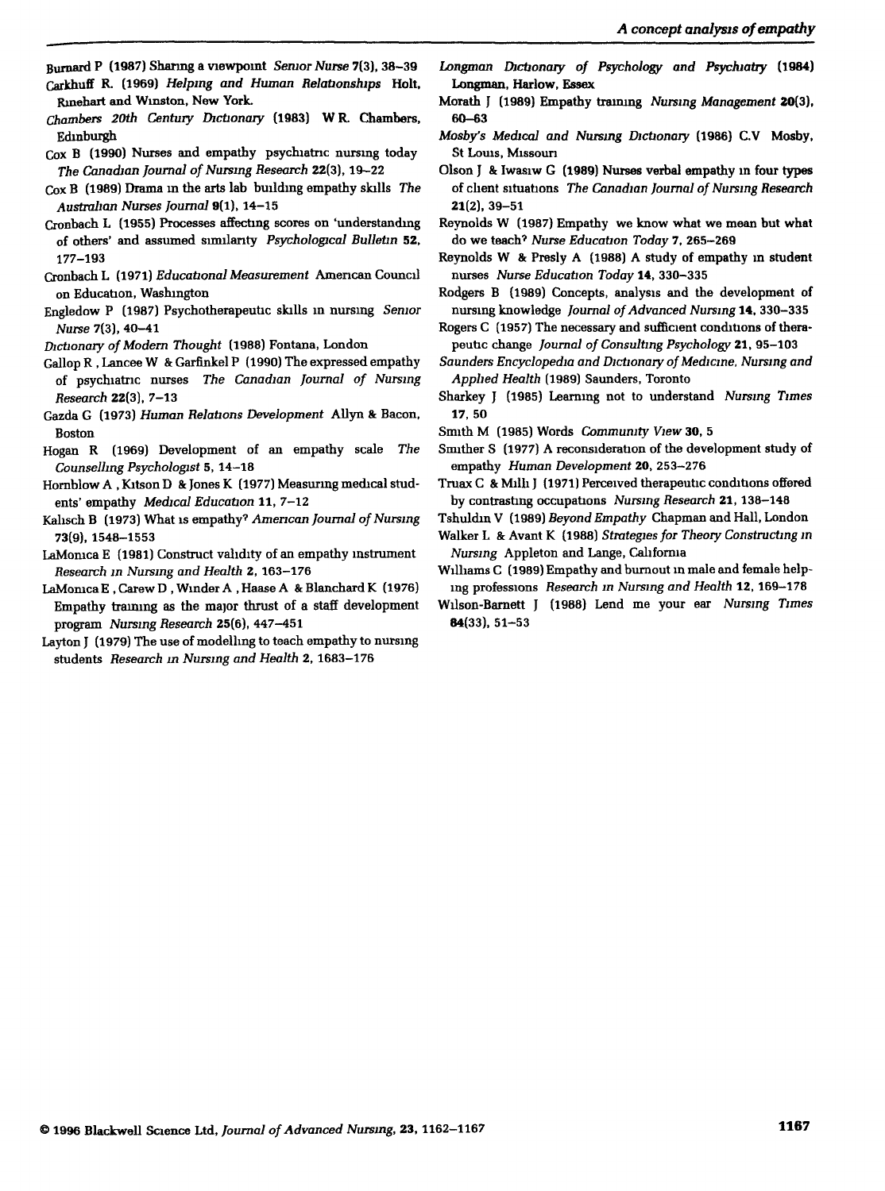Burnard P (1987) Sharing a viewpoint *Senior Nurse* **7**(3), 38–39

Carkhuff R. (1969) *Helping and Human Relationships* Holt, Rinehart and Winston, New York.

*Chambers 20th Century Dictionary* (1983) W R. Chambers, Edinburgh

Cox B (1990) Nurses and empathy psychiatric nursing today *The Canadian Journal of Nursing Research* **22**(3), 19–22

Cox B (1989) Drama in the arts lab building empathy skills *The Australian Nurses Journal* **9**(1), 14–15

Cronbach L (1955) Processes affecting scores on 'understanding of others' and assumed similarity *Psychological Bulletin* **52**, 177–193

Cronbach L (1971) *Educational Measurement* American Council on Education, Washington

Engledow P (1987) Psychotherapeutic skills in nursing *Senior Nurse* **7**(3), 40–41

*Dictionary of Modern Thought* (1988) Fontana, London

Gallop R , Lancee W & Garfinkel P (1990) The expressed empathy of psychiatric nurses *The Canadian Journal of Nursing Research* **22**(3), 7–13

Gazda G (1973) *Human Relations Development* Allyn & Bacon, Boston

Hogan R (1969) Development of an empathy scale *The Counselling Psychologist* **5**, 14–18

Hornblow A , Kitson D & Jones K (1977) Measuring medical students' empathy *Medical Education* **11**, 7–12

Kalisch B (1973) What is empathy? *American Journal of Nursing* **73**(9), 1548–1553

LaMonica E (1981) Construct validity of an empathy instrument *Research in Nursing and Health* **2**, 163–176

LaMonica E , Carew D , Winder A , Haase A & Blanchard K (1976) Empathy training as the major thrust of a staff development program *Nursing Research* **25**(6), 447–451

Layton J (1979) The use of modelling to teach empathy to nursing students *Research in Nursing and Health* **2**, 1683–176

*Longman Dictionary of Psychology and Psychiatry* (1984) Longman, Harlow, Essex

Morath J (1989) Empathy training *Nursing Management* **20**(3), 60–63

*Mosby's Medical and Nursing Dictionary* (1986) C.V Mosby, St Louis, Missouri

Olson J & Iwasiw G (1989) Nurses verbal empathy in four types of client situations *The Canadian Journal of Nursing Research* **21**(2), 39–51

Reynolds W (1987) Empathy we know what we mean but what do we teach? *Nurse Education Today* **7**, 265–269

Reynolds W & Presly A (1988) A study of empathy in student nurses *Nurse Education Today* **14**, 330–335

Rodgers B (1989) Concepts, analysis and the development of nursing knowledge *Journal of Advanced Nursing* **14**, 330–335

Rogers C (1957) The necessary and sufficient conditions of therapeutic change *Journal of Consulting Psychology* **21**, 95–103

*Saunders Encyclopedia and Dictionary of Medicine, Nursing and Applied Health* (1989) Saunders, Toronto

Sharkey J (1985) Learning not to understand *Nursing Times* **17**, 50

Smith M (1985) Words *Community View* **30**, 5

Smither S (1977) A reconsideration of the development study of empathy *Human Development* **20**, 253–276

Truax C & Milli J (1971) Perceived therapeutic conditions offered by contrasting occupations *Nursing Research* **21**, 138–148

Tshuldin V (1989) *Beyond Empathy* Chapman and Hall, London

Walker L & Avant K (1988) *Strategies for Theory Constructing in Nursing* Appleton and Lange, California

Williams C (1989) Empathy and burnout in male and female helping professions *Research in Nursing and Health* **12**, 169–178

Wilson-Barnett J (1988) Lend me your ear *Nursing Times* **84**(33), 51–53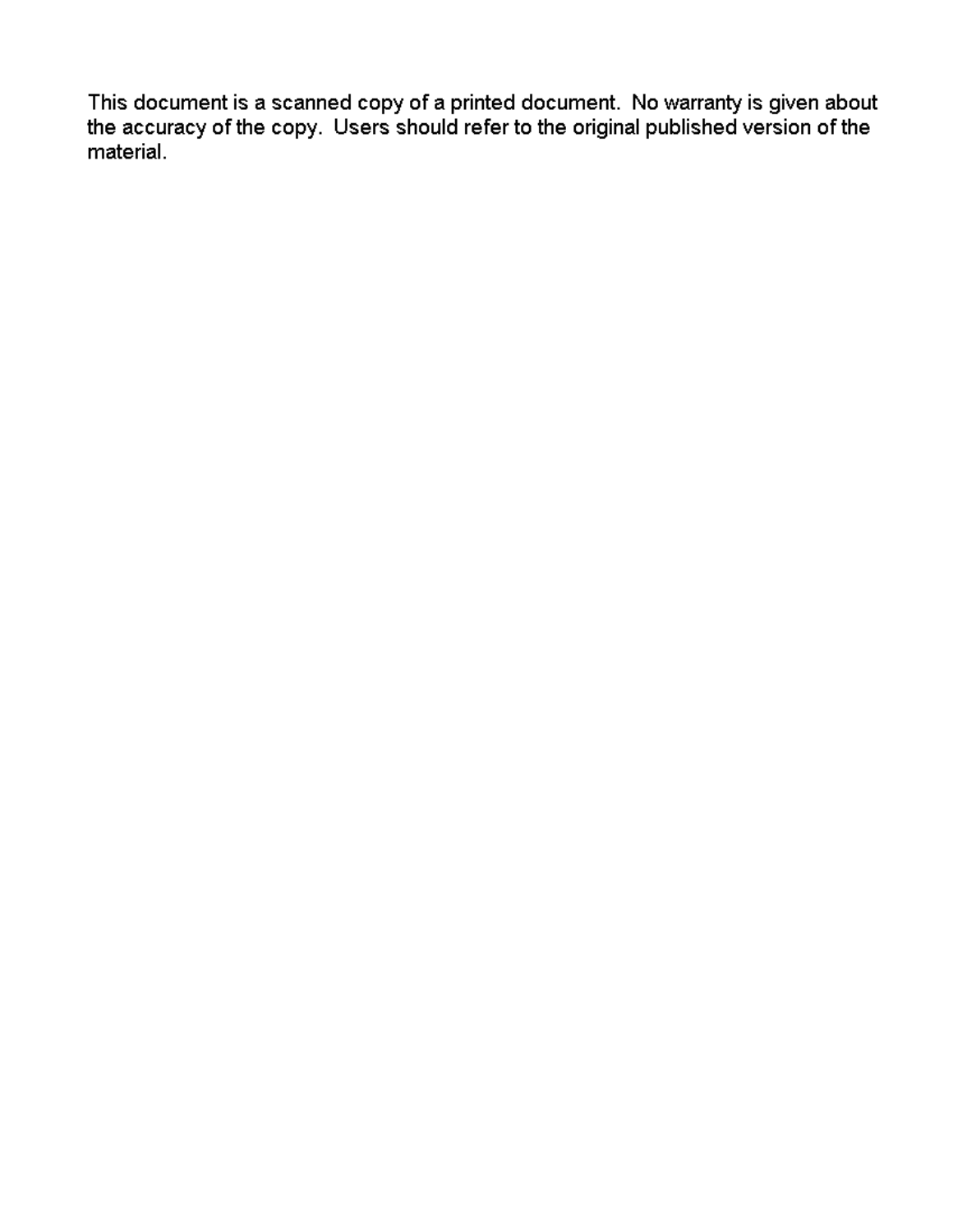This document is a scanned copy of a printed document. No warranty is given about the accuracy of the copy. Users should refer to the original published version of the material.